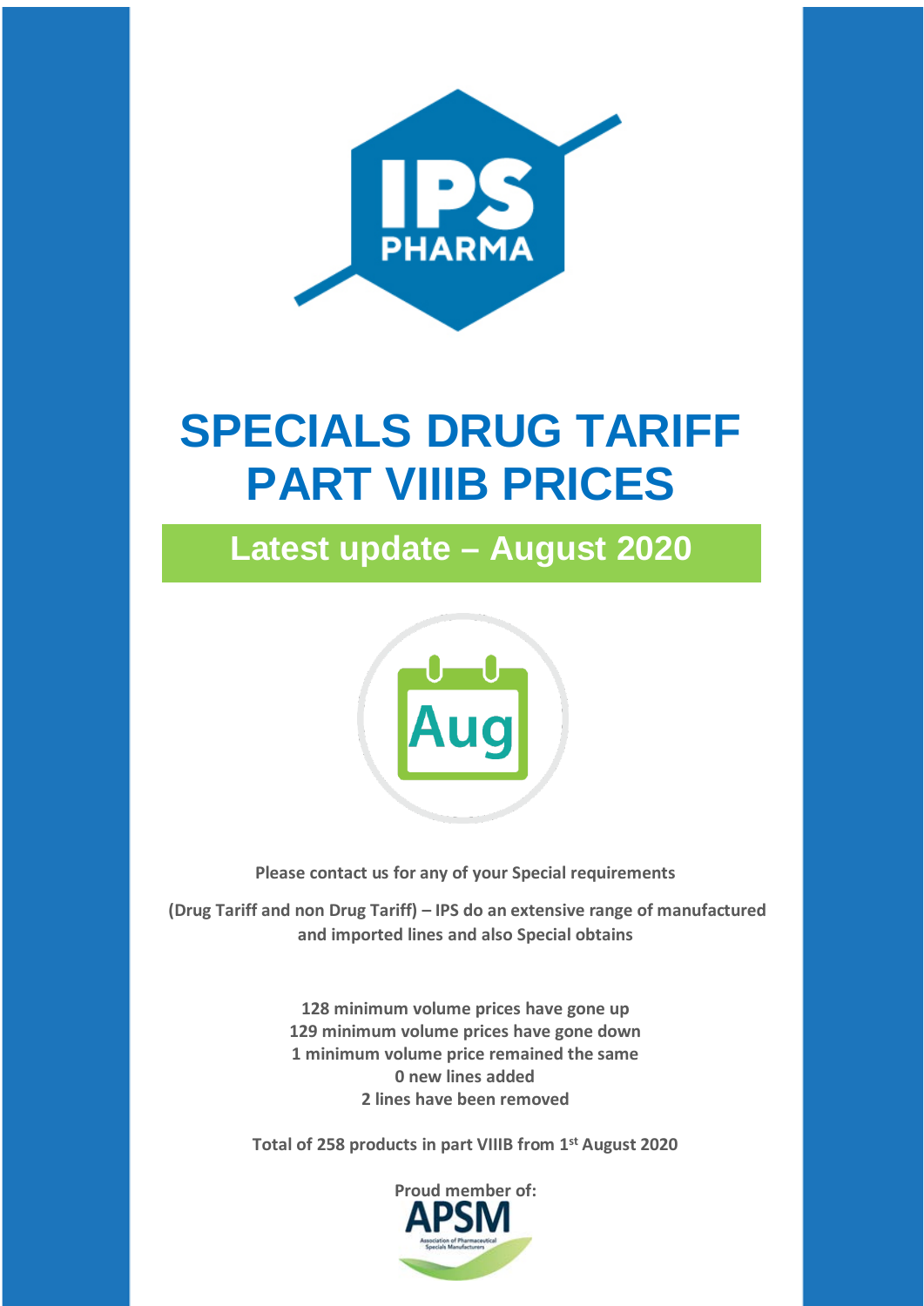IPS PHARMA

# SPECIALS DRUG TARIFF PART VIIIB PRICES

## Latest update – August 2020

Aug

**Please contact us for any of your Special requirements**

**(Drug Tariff and non Drug Tariff) – IPS do an extensive range of manufactured and imported lines and also Special obtains**

**128 minimum volume prices have gone up**
**129 minimum volume prices have gone down**
**1 minimum volume price remained the same**
**0 new lines added**
**2 lines have been removed**

**Total of 258 products in part VIIIB from 1st August 2020**

**Proud member of:**

APSM
Association of Pharmaceutical Specials Manufacturers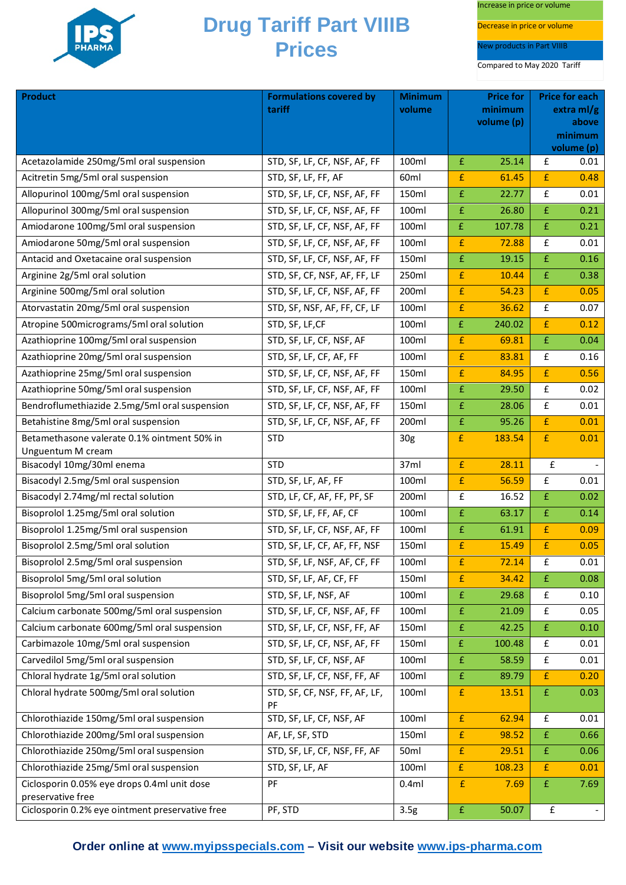# Drug Tariff Part VIIIB Prices

Increase in price or volume

Decrease in price or volume

New products in Part VIIIB

Compared to May 2020 Tariff

| Product | Formulations covered by tariff | Minimum volume | Price for minimum volume (p) | Price for each extra ml/g above minimum volume (p) |
|---|---|---|---|---|
| Acetazolamide 250mg/5ml oral suspension | STD, SF, LF, CF, NSF, AF, FF | 100ml | £ 25.14 | £ 0.01 |
| Acitretin 5mg/5ml oral suspension | STD, SF, LF, FF, AF | 60ml | £ 61.45 | £ 0.48 |
| Allopurinol 100mg/5ml oral suspension | STD, SF, LF, CF, NSF, AF, FF | 150ml | £ 22.77 | £ 0.01 |
| Allopurinol 300mg/5ml oral suspension | STD, SF, LF, CF, NSF, AF, FF | 100ml | £ 26.80 | £ 0.21 |
| Amiodarone 100mg/5ml oral suspension | STD, SF, LF, CF, NSF, AF, FF | 100ml | £ 107.78 | £ 0.21 |
| Amiodarone 50mg/5ml oral suspension | STD, SF, LF, CF, NSF, AF, FF | 100ml | £ 72.88 | £ 0.01 |
| Antacid and Oxetacaine oral suspension | STD, SF, LF, CF, NSF, AF, FF | 150ml | £ 19.15 | £ 0.16 |
| Arginine 2g/5ml oral solution | STD, SF, CF, NSF, AF, FF, LF | 250ml | £ 10.44 | £ 0.38 |
| Arginine 500mg/5ml oral solution | STD, SF, LF, CF, NSF, AF, FF | 200ml | £ 54.23 | £ 0.05 |
| Atorvastatin 20mg/5ml oral suspension | STD, SF, NSF, AF, FF, CF, LF | 100ml | £ 36.62 | £ 0.07 |
| Atropine 500micrograms/5ml oral solution | STD, SF, LF,CF | 100ml | £ 240.02 | £ 0.12 |
| Azathioprine 100mg/5ml oral suspension | STD, SF, LF, CF, NSF, AF | 100ml | £ 69.81 | £ 0.04 |
| Azathioprine 20mg/5ml oral suspension | STD, SF, LF, CF, AF, FF | 100ml | £ 83.81 | £ 0.16 |
| Azathioprine 25mg/5ml oral suspension | STD, SF, LF, CF, NSF, AF, FF | 150ml | £ 84.95 | £ 0.56 |
| Azathioprine 50mg/5ml oral suspension | STD, SF, LF, CF, NSF, AF, FF | 100ml | £ 29.50 | £ 0.02 |
| Bendroflumethiazide 2.5mg/5ml oral suspension | STD, SF, LF, CF, NSF, AF, FF | 150ml | £ 28.06 | £ 0.01 |
| Betahistine 8mg/5ml oral suspension | STD, SF, LF, CF, NSF, AF, FF | 200ml | £ 95.26 | £ 0.01 |
| Betamethasone valerate 0.1% ointment 50% in Unguentum M cream | STD | 30g | £ 183.54 | £ 0.01 |
| Bisacodyl 10mg/30ml enema | STD | 37ml | £ 28.11 | £ - |
| Bisacodyl 2.5mg/5ml oral suspension | STD, SF, LF, AF, FF | 100ml | £ 56.59 | £ 0.01 |
| Bisacodyl 2.74mg/ml rectal solution | STD, LF, CF, AF, FF, PF, SF | 200ml | £ 16.52 | £ 0.02 |
| Bisoprolol 1.25mg/5ml oral solution | STD, SF, LF, FF, AF, CF | 100ml | £ 63.17 | £ 0.14 |
| Bisoprolol 1.25mg/5ml oral suspension | STD, SF, LF, CF, NSF, AF, FF | 100ml | £ 61.91 | £ 0.09 |
| Bisoprolol 2.5mg/5ml oral solution | STD, SF, LF, CF, AF, FF, NSF | 150ml | £ 15.49 | £ 0.05 |
| Bisoprolol 2.5mg/5ml oral suspension | STD, SF, LF, NSF, AF, CF, FF | 100ml | £ 72.14 | £ 0.01 |
| Bisoprolol 5mg/5ml oral solution | STD, SF, LF, AF, CF, FF | 150ml | £ 34.42 | £ 0.08 |
| Bisoprolol 5mg/5ml oral suspension | STD, SF, LF, NSF, AF | 100ml | £ 29.68 | £ 0.10 |
| Calcium carbonate 500mg/5ml oral suspension | STD, SF, LF, CF, NSF, AF, FF | 100ml | £ 21.09 | £ 0.05 |
| Calcium carbonate 600mg/5ml oral suspension | STD, SF, LF, CF, NSF, FF, AF | 150ml | £ 42.25 | £ 0.10 |
| Carbimazole 10mg/5ml oral suspension | STD, SF, LF, CF, NSF, AF, FF | 150ml | £ 100.48 | £ 0.01 |
| Carvedilol 5mg/5ml oral suspension | STD, SF, LF, CF, NSF, AF | 100ml | £ 58.59 | £ 0.01 |
| Chloral hydrate 1g/5ml oral solution | STD, SF, LF, CF, NSF, FF, AF | 100ml | £ 89.79 | £ 0.20 |
| Chloral hydrate 500mg/5ml oral solution | STD, SF, CF, NSF, FF, AF, LF, PF | 100ml | £ 13.51 | £ 0.03 |
| Chlorothiazide 150mg/5ml oral suspension | STD, SF, LF, CF, NSF, AF | 100ml | £ 62.94 | £ 0.01 |
| Chlorothiazide 200mg/5ml oral suspension | AF, LF, SF, STD | 150ml | £ 98.52 | £ 0.66 |
| Chlorothiazide 250mg/5ml oral suspension | STD, SF, LF, CF, NSF, FF, AF | 50ml | £ 29.51 | £ 0.06 |
| Chlorothiazide 25mg/5ml oral suspension | STD, SF, LF, AF | 100ml | £ 108.23 | £ 0.01 |
| Ciclosporin 0.05% eye drops 0.4ml unit dose preservative free | PF | 0.4ml | £ 7.69 | £ 7.69 |
| Ciclosporin 0.2% eye ointment preservative free | PF, STD | 3.5g | £ 50.07 | £ - |

**Order online at www.myipsspecials.com – Visit our website www.ips-pharma.com**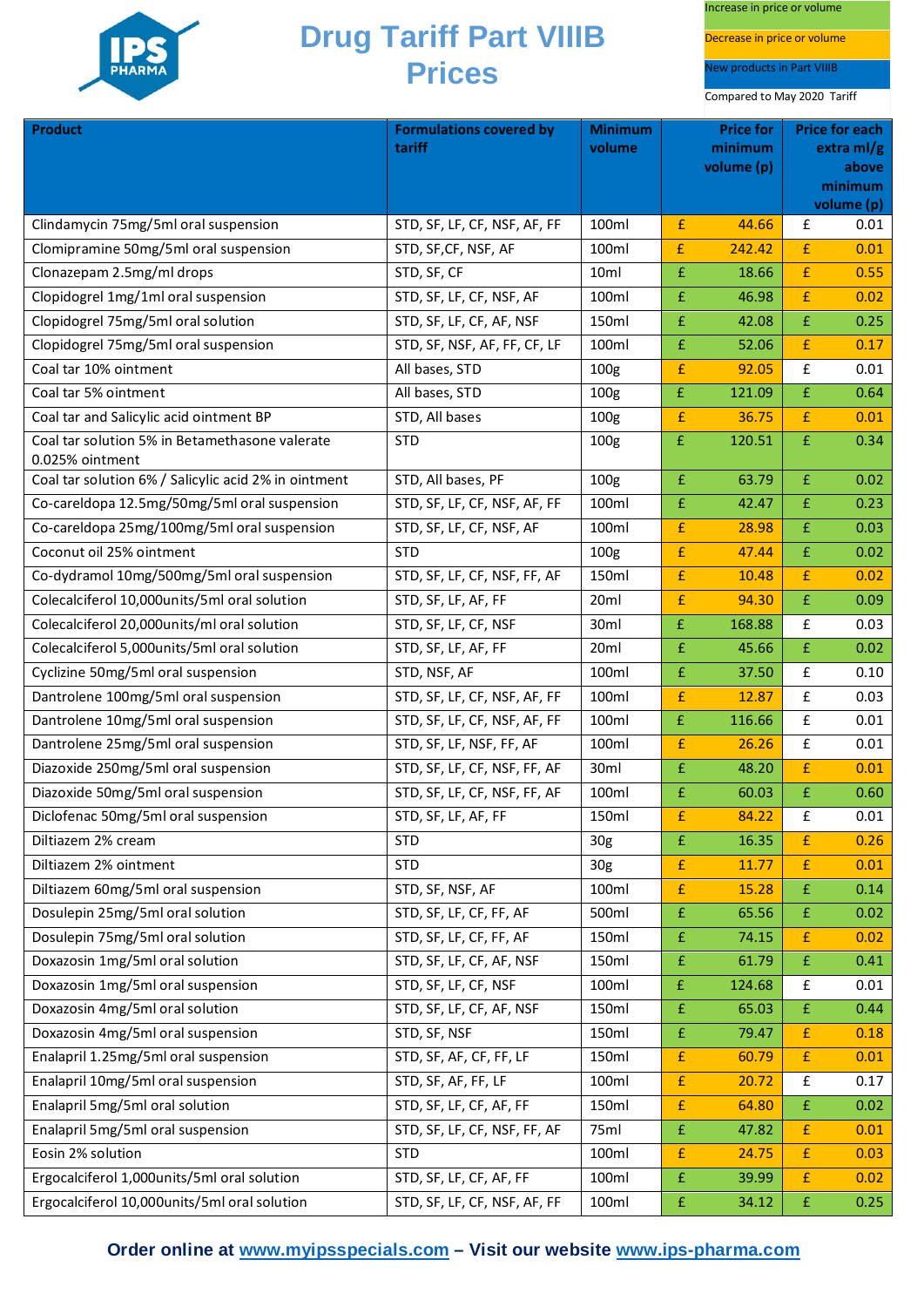# Drug Tariff Part VIIIB Prices

Increase in price or volume

Decrease in price or volume

New products in Part VIIIB

Compared to May 2020 Tariff

| Product | Formulations covered by tariff | Minimum volume | Price for minimum volume (p) | Price for each extra ml/g above minimum volume (p) |
|---|---|---|---|---|
| Clindamycin 75mg/5ml oral suspension | STD, SF, LF, CF, NSF, AF, FF | 100ml | £ 44.66 | £ 0.01 |
| Clomipramine 50mg/5ml oral suspension | STD, SF,CF, NSF, AF | 100ml | £ 242.42 | £ 0.01 |
| Clonazepam 2.5mg/ml drops | STD, SF, CF | 10ml | £ 18.66 | £ 0.55 |
| Clopidogrel 1mg/1ml oral suspension | STD, SF, LF, CF, NSF, AF | 100ml | £ 46.98 | £ 0.02 |
| Clopidogrel 75mg/5ml oral solution | STD, SF, LF, CF, AF, NSF | 150ml | £ 42.08 | £ 0.25 |
| Clopidogrel 75mg/5ml oral suspension | STD, SF, NSF, AF, FF, CF, LF | 100ml | £ 52.06 | £ 0.17 |
| Coal tar 10% ointment | All bases, STD | 100g | £ 92.05 | £ 0.01 |
| Coal tar 5% ointment | All bases, STD | 100g | £ 121.09 | £ 0.64 |
| Coal tar and Salicylic acid ointment BP | STD, All bases | 100g | £ 36.75 | £ 0.01 |
| Coal tar solution 5% in Betamethasone valerate 0.025% ointment | STD | 100g | £ 120.51 | £ 0.34 |
| Coal tar solution 6% / Salicylic acid 2% in ointment | STD, All bases, PF | 100g | £ 63.79 | £ 0.02 |
| Co-careldopa 12.5mg/50mg/5ml oral suspension | STD, SF, LF, CF, NSF, AF, FF | 100ml | £ 42.47 | £ 0.23 |
| Co-careldopa 25mg/100mg/5ml oral suspension | STD, SF, LF, CF, NSF, AF | 100ml | £ 28.98 | £ 0.03 |
| Coconut oil 25% ointment | STD | 100g | £ 47.44 | £ 0.02 |
| Co-dydramol 10mg/500mg/5ml oral suspension | STD, SF, LF, CF, NSF, FF, AF | 150ml | £ 10.48 | £ 0.02 |
| Colecalciferol 10,000units/5ml oral solution | STD, SF, LF, AF, FF | 20ml | £ 94.30 | £ 0.09 |
| Colecalciferol 20,000units/ml oral solution | STD, SF, LF, CF, NSF | 30ml | £ 168.88 | £ 0.03 |
| Colecalciferol 5,000units/5ml oral solution | STD, SF, LF, AF, FF | 20ml | £ 45.66 | £ 0.02 |
| Cyclizine 50mg/5ml oral suspension | STD, NSF, AF | 100ml | £ 37.50 | £ 0.10 |
| Dantrolene 100mg/5ml oral suspension | STD, SF, LF, CF, NSF, AF, FF | 100ml | £ 12.87 | £ 0.03 |
| Dantrolene 10mg/5ml oral suspension | STD, SF, LF, CF, NSF, AF, FF | 100ml | £ 116.66 | £ 0.01 |
| Dantrolene 25mg/5ml oral suspension | STD, SF, LF, NSF, FF, AF | 100ml | £ 26.26 | £ 0.01 |
| Diazoxide 250mg/5ml oral suspension | STD, SF, LF, CF, NSF, FF, AF | 30ml | £ 48.20 | £ 0.01 |
| Diazoxide 50mg/5ml oral suspension | STD, SF, LF, CF, NSF, FF, AF | 100ml | £ 60.03 | £ 0.60 |
| Diclofenac 50mg/5ml oral suspension | STD, SF, LF, AF, FF | 150ml | £ 84.22 | £ 0.01 |
| Diltiazem 2% cream | STD | 30g | £ 16.35 | £ 0.26 |
| Diltiazem 2% ointment | STD | 30g | £ 11.77 | £ 0.01 |
| Diltiazem 60mg/5ml oral suspension | STD, SF, NSF, AF | 100ml | £ 15.28 | £ 0.14 |
| Dosulepin 25mg/5ml oral solution | STD, SF, LF, CF, FF, AF | 500ml | £ 65.56 | £ 0.02 |
| Dosulepin 75mg/5ml oral solution | STD, SF, LF, CF, FF, AF | 150ml | £ 74.15 | £ 0.02 |
| Doxazosin 1mg/5ml oral solution | STD, SF, LF, CF, AF, NSF | 150ml | £ 61.79 | £ 0.41 |
| Doxazosin 1mg/5ml oral suspension | STD, SF, LF, CF, NSF | 100ml | £ 124.68 | £ 0.01 |
| Doxazosin 4mg/5ml oral solution | STD, SF, LF, CF, AF, NSF | 150ml | £ 65.03 | £ 0.44 |
| Doxazosin 4mg/5ml oral suspension | STD, SF, NSF | 150ml | £ 79.47 | £ 0.18 |
| Enalapril 1.25mg/5ml oral suspension | STD, SF, AF, CF, FF, LF | 150ml | £ 60.79 | £ 0.01 |
| Enalapril 10mg/5ml oral suspension | STD, SF, AF, FF, LF | 100ml | £ 20.72 | £ 0.17 |
| Enalapril 5mg/5ml oral solution | STD, SF, LF, CF, AF, FF | 150ml | £ 64.80 | £ 0.02 |
| Enalapril 5mg/5ml oral suspension | STD, SF, LF, CF, NSF, FF, AF | 75ml | £ 47.82 | £ 0.01 |
| Eosin 2% solution | STD | 100ml | £ 24.75 | £ 0.03 |
| Ergocalciferol 1,000units/5ml oral solution | STD, SF, LF, CF, AF, FF | 100ml | £ 39.99 | £ 0.02 |
| Ergocalciferol 10,000units/5ml oral solution | STD, SF, LF, CF, NSF, AF, FF | 100ml | £ 34.12 | £ 0.25 |

**Order online at www.myipsspecials.com – Visit our website www.ips-pharma.com**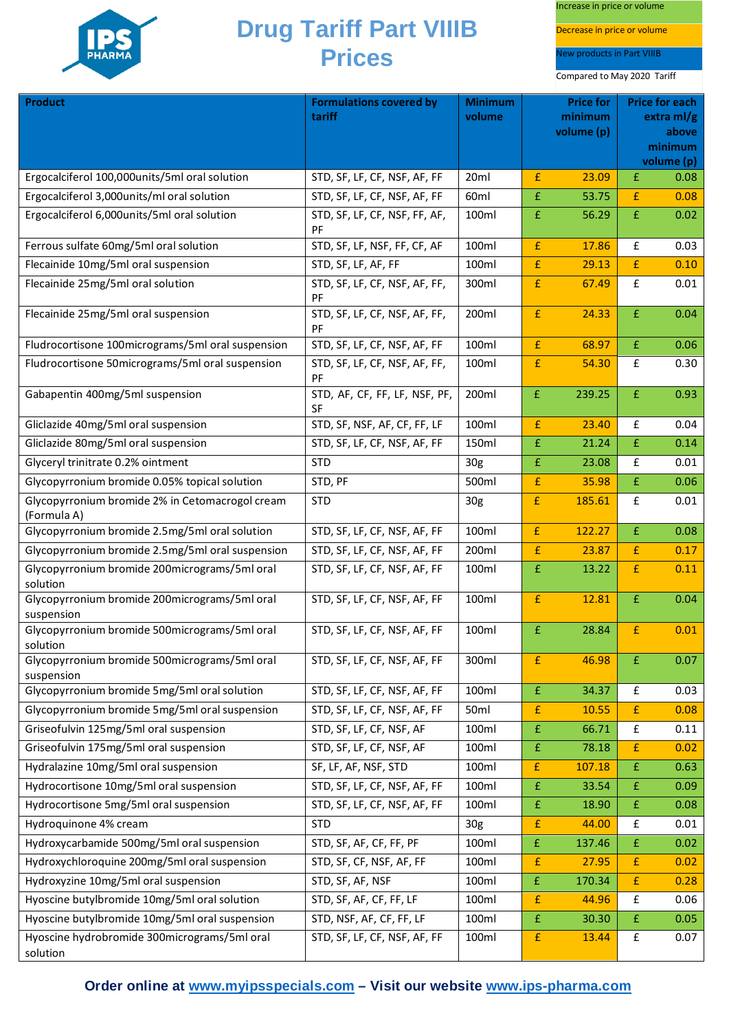# Drug Tariff Part VIIIB Prices

Increase in price or volume

Decrease in price or volume

New products in Part VIIIB

Compared to May 2020 Tariff

| Product | Formulations covered by tariff | Minimum volume | Price for minimum volume (p) | Price for each extra ml/g above minimum volume (p) |
|---|---|---|---|---|
| Ergocalciferol 100,000units/5ml oral solution | STD, SF, LF, CF, NSF, AF, FF | 20ml | £ 23.09 | £ 0.08 |
| Ergocalciferol 3,000units/ml oral solution | STD, SF, LF, CF, NSF, AF, FF | 60ml | £ 53.75 | £ 0.08 |
| Ergocalciferol 6,000units/5ml oral solution | STD, SF, LF, CF, NSF, FF, AF, PF | 100ml | £ 56.29 | £ 0.02 |
| Ferrous sulfate 60mg/5ml oral solution | STD, SF, LF, NSF, FF, CF, AF | 100ml | £ 17.86 | £ 0.03 |
| Flecainide 10mg/5ml oral suspension | STD, SF, LF, AF, FF | 100ml | £ 29.13 | £ 0.10 |
| Flecainide 25mg/5ml oral solution | STD, SF, LF, CF, NSF, AF, FF, PF | 300ml | £ 67.49 | £ 0.01 |
| Flecainide 25mg/5ml oral suspension | STD, SF, LF, CF, NSF, AF, FF, PF | 200ml | £ 24.33 | £ 0.04 |
| Fludrocortisone 100micrograms/5ml oral suspension | STD, SF, LF, CF, NSF, AF, FF | 100ml | £ 68.97 | £ 0.06 |
| Fludrocortisone 50micrograms/5ml oral suspension | STD, SF, LF, CF, NSF, AF, FF, PF | 100ml | £ 54.30 | £ 0.30 |
| Gabapentin 400mg/5ml suspension | STD, AF, CF, FF, LF, NSF, PF, SF | 200ml | £ 239.25 | £ 0.93 |
| Gliclazide 40mg/5ml oral suspension | STD, SF, NSF, AF, CF, FF, LF | 100ml | £ 23.40 | £ 0.04 |
| Gliclazide 80mg/5ml oral suspension | STD, SF, LF, CF, NSF, AF, FF | 150ml | £ 21.24 | £ 0.14 |
| Glyceryl trinitrate 0.2% ointment | STD | 30g | £ 23.08 | £ 0.01 |
| Glycopyrronium bromide 0.05% topical solution | STD, PF | 500ml | £ 35.98 | £ 0.06 |
| Glycopyrronium bromide 2% in Cetomacrogol cream (Formula A) | STD | 30g | £ 185.61 | £ 0.01 |
| Glycopyrronium bromide 2.5mg/5ml oral solution | STD, SF, LF, CF, NSF, AF, FF | 100ml | £ 122.27 | £ 0.08 |
| Glycopyrronium bromide 2.5mg/5ml oral suspension | STD, SF, LF, CF, NSF, AF, FF | 200ml | £ 23.87 | £ 0.17 |
| Glycopyrronium bromide 200micrograms/5ml oral solution | STD, SF, LF, CF, NSF, AF, FF | 100ml | £ 13.22 | £ 0.11 |
| Glycopyrronium bromide 200micrograms/5ml oral suspension | STD, SF, LF, CF, NSF, AF, FF | 100ml | £ 12.81 | £ 0.04 |
| Glycopyrronium bromide 500micrograms/5ml oral solution | STD, SF, LF, CF, NSF, AF, FF | 100ml | £ 28.84 | £ 0.01 |
| Glycopyrronium bromide 500micrograms/5ml oral suspension | STD, SF, LF, CF, NSF, AF, FF | 300ml | £ 46.98 | £ 0.07 |
| Glycopyrronium bromide 5mg/5ml oral solution | STD, SF, LF, CF, NSF, AF, FF | 100ml | £ 34.37 | £ 0.03 |
| Glycopyrronium bromide 5mg/5ml oral suspension | STD, SF, LF, CF, NSF, AF, FF | 50ml | £ 10.55 | £ 0.08 |
| Griseofulvin 125mg/5ml oral suspension | STD, SF, LF, CF, NSF, AF | 100ml | £ 66.71 | £ 0.11 |
| Griseofulvin 175mg/5ml oral suspension | STD, SF, LF, CF, NSF, AF | 100ml | £ 78.18 | £ 0.02 |
| Hydralazine 10mg/5ml oral suspension | SF, LF, AF, NSF, STD | 100ml | £ 107.18 | £ 0.63 |
| Hydrocortisone 10mg/5ml oral suspension | STD, SF, LF, CF, NSF, AF, FF | 100ml | £ 33.54 | £ 0.09 |
| Hydrocortisone 5mg/5ml oral suspension | STD, SF, LF, CF, NSF, AF, FF | 100ml | £ 18.90 | £ 0.08 |
| Hydroquinone 4% cream | STD | 30g | £ 44.00 | £ 0.01 |
| Hydroxycarbamide 500mg/5ml oral suspension | STD, SF, AF, CF, FF, PF | 100ml | £ 137.46 | £ 0.02 |
| Hydroxychloroquine 200mg/5ml oral suspension | STD, SF, CF, NSF, AF, FF | 100ml | £ 27.95 | £ 0.02 |
| Hydroxyzine 10mg/5ml oral suspension | STD, SF, AF, NSF | 100ml | £ 170.34 | £ 0.28 |
| Hyoscine butylbromide 10mg/5ml oral solution | STD, SF, AF, CF, FF, LF | 100ml | £ 44.96 | £ 0.06 |
| Hyoscine butylbromide 10mg/5ml oral suspension | STD, NSF, AF, CF, FF, LF | 100ml | £ 30.30 | £ 0.05 |
| Hyoscine hydrobromide 300micrograms/5ml oral solution | STD, SF, LF, CF, NSF, AF, FF | 100ml | £ 13.44 | £ 0.07 |

**Order online at www.myipsspecials.com – Visit our website www.ips-pharma.com**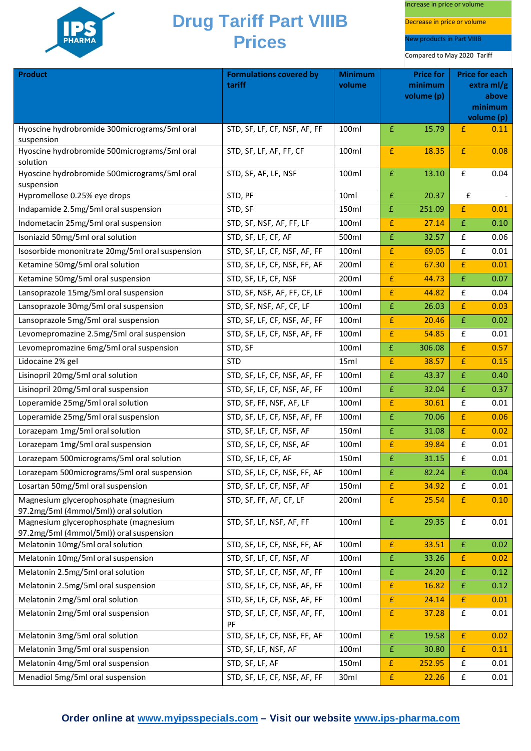# Drug Tariff Part VIIIB Prices

Increase in price or volume

Decrease in price or volume

New products in Part VIIIB

Compared to May 2020 Tariff

| Product | Formulations covered by tariff | Minimum volume | Price for minimum volume (p) | Price for each extra ml/g above minimum volume (p) |
|---|---|---|---|---|
| Hyoscine hydrobromide 300micrograms/5ml oral suspension | STD, SF, LF, CF, NSF, AF, FF | 100ml | £ 15.79 | £ 0.11 |
| Hyoscine hydrobromide 500micrograms/5ml oral solution | STD, SF, LF, AF, FF, CF | 100ml | £ 18.35 | £ 0.08 |
| Hyoscine hydrobromide 500micrograms/5ml oral suspension | STD, SF, AF, LF, NSF | 100ml | £ 13.10 | £ 0.04 |
| Hypromellose 0.25% eye drops | STD, PF | 10ml | £ 20.37 | £ - |
| Indapamide 2.5mg/5ml oral suspension | STD, SF | 150ml | £ 251.09 | £ 0.01 |
| Indometacin 25mg/5ml oral suspension | STD, SF, NSF, AF, FF, LF | 100ml | £ 27.14 | £ 0.10 |
| Isoniazid 50mg/5ml oral solution | STD, SF, LF, CF, AF | 500ml | £ 32.57 | £ 0.06 |
| Isosorbide mononitrate 20mg/5ml oral suspension | STD, SF, LF, CF, NSF, AF, FF | 100ml | £ 69.05 | £ 0.01 |
| Ketamine 50mg/5ml oral solution | STD, SF, LF, CF, NSF, FF, AF | 200ml | £ 67.30 | £ 0.01 |
| Ketamine 50mg/5ml oral suspension | STD, SF, LF, CF, NSF | 200ml | £ 44.73 | £ 0.07 |
| Lansoprazole 15mg/5ml oral suspension | STD, SF, NSF, AF, FF, CF, LF | 100ml | £ 44.82 | £ 0.04 |
| Lansoprazole 30mg/5ml oral suspension | STD, SF, NSF, AF, CF, LF | 100ml | £ 26.03 | £ 0.03 |
| Lansoprazole 5mg/5ml oral suspension | STD, SF, LF, CF, NSF, AF, FF | 100ml | £ 20.46 | £ 0.02 |
| Levomepromazine 2.5mg/5ml oral suspension | STD, SF, LF, CF, NSF, AF, FF | 100ml | £ 54.85 | £ 0.01 |
| Levomepromazine 6mg/5ml oral suspension | STD, SF | 100ml | £ 306.08 | £ 0.57 |
| Lidocaine 2% gel | STD | 15ml | £ 38.57 | £ 0.15 |
| Lisinopril 20mg/5ml oral solution | STD, SF, LF, CF, NSF, AF, FF | 100ml | £ 43.37 | £ 0.40 |
| Lisinopril 20mg/5ml oral suspension | STD, SF, LF, CF, NSF, AF, FF | 100ml | £ 32.04 | £ 0.37 |
| Loperamide 25mg/5ml oral solution | STD, SF, FF, NSF, AF, LF | 100ml | £ 30.61 | £ 0.01 |
| Loperamide 25mg/5ml oral suspension | STD, SF, LF, CF, NSF, AF, FF | 100ml | £ 70.06 | £ 0.06 |
| Lorazepam 1mg/5ml oral solution | STD, SF, LF, CF, NSF, AF | 150ml | £ 31.08 | £ 0.02 |
| Lorazepam 1mg/5ml oral suspension | STD, SF, LF, CF, NSF, AF | 100ml | £ 39.84 | £ 0.01 |
| Lorazepam 500micrograms/5ml oral solution | STD, SF, LF, CF, AF | 150ml | £ 31.15 | £ 0.01 |
| Lorazepam 500micrograms/5ml oral suspension | STD, SF, LF, CF, NSF, FF, AF | 100ml | £ 82.24 | £ 0.04 |
| Losartan 50mg/5ml oral suspension | STD, SF, LF, CF, NSF, AF | 150ml | £ 34.92 | £ 0.01 |
| Magnesium glycerophosphate (magnesium 97.2mg/5ml (4mmol/5ml)) oral solution | STD, SF, FF, AF, CF, LF | 200ml | £ 25.54 | £ 0.10 |
| Magnesium glycerophosphate (magnesium 97.2mg/5ml (4mmol/5ml)) oral suspension | STD, SF, LF, NSF, AF, FF | 100ml | £ 29.35 | £ 0.01 |
| Melatonin 10mg/5ml oral solution | STD, SF, LF, CF, NSF, FF, AF | 100ml | £ 33.51 | £ 0.02 |
| Melatonin 10mg/5ml oral suspension | STD, SF, LF, CF, NSF, AF | 100ml | £ 33.26 | £ 0.02 |
| Melatonin 2.5mg/5ml oral solution | STD, SF, LF, CF, NSF, AF, FF | 100ml | £ 24.20 | £ 0.12 |
| Melatonin 2.5mg/5ml oral suspension | STD, SF, LF, CF, NSF, AF, FF | 100ml | £ 16.82 | £ 0.12 |
| Melatonin 2mg/5ml oral solution | STD, SF, LF, CF, NSF, AF, FF | 100ml | £ 24.14 | £ 0.01 |
| Melatonin 2mg/5ml oral suspension | STD, SF, LF, CF, NSF, AF, FF, PF | 100ml | £ 37.28 | £ 0.01 |
| Melatonin 3mg/5ml oral solution | STD, SF, LF, CF, NSF, FF, AF | 100ml | £ 19.58 | £ 0.02 |
| Melatonin 3mg/5ml oral suspension | STD, SF, LF, NSF, AF | 100ml | £ 30.80 | £ 0.11 |
| Melatonin 4mg/5ml oral suspension | STD, SF, LF, AF | 150ml | £ 252.95 | £ 0.01 |
| Menadiol 5mg/5ml oral suspension | STD, SF, LF, CF, NSF, AF, FF | 30ml | £ 22.26 | £ 0.01 |

**Order online at www.myipsspecials.com – Visit our website www.ips-pharma.com**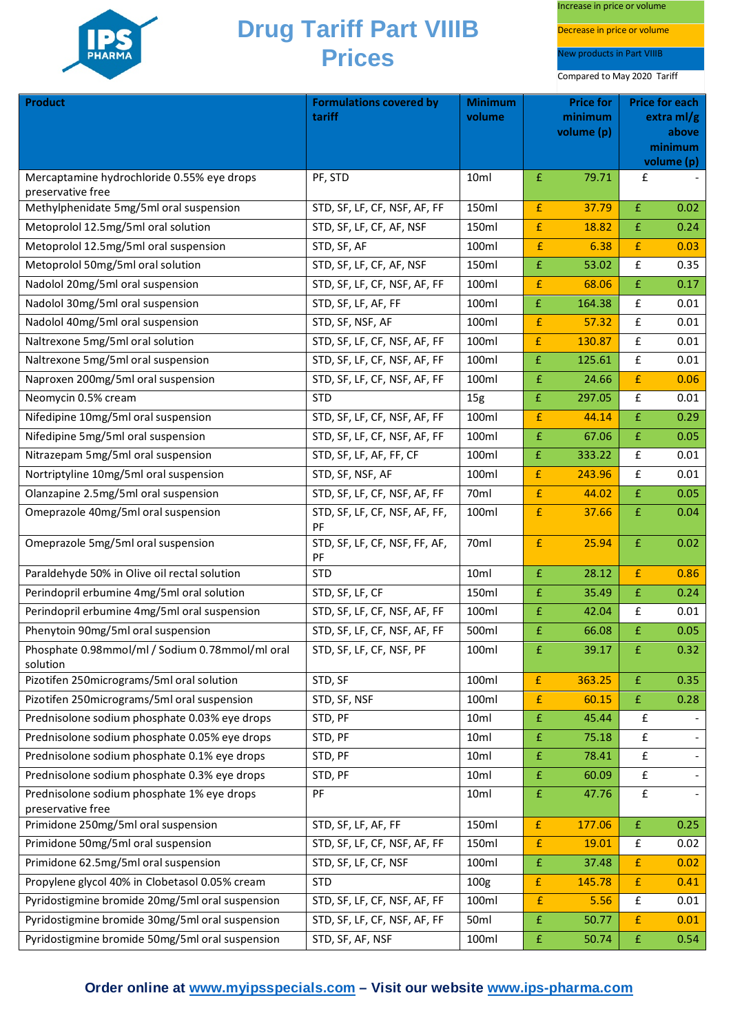# Drug Tariff Part VIIIB Prices

Increase in price or volume

Decrease in price or volume

New products in Part VIIIB

Compared to May 2020 Tariff

| Product | Formulations covered by tariff | Minimum volume | Price for minimum volume (p) | Price for each extra ml/g above minimum volume (p) |
|---|---|---|---|---|
| Mercaptamine hydrochloride 0.55% eye drops preservative free | PF, STD | 10ml | £ 79.71 | £ - |
| Methylphenidate 5mg/5ml oral suspension | STD, SF, LF, CF, NSF, AF, FF | 150ml | £ 37.79 | £ 0.02 |
| Metoprolol 12.5mg/5ml oral solution | STD, SF, LF, CF, AF, NSF | 150ml | £ 18.82 | £ 0.24 |
| Metoprolol 12.5mg/5ml oral suspension | STD, SF, AF | 100ml | £ 6.38 | £ 0.03 |
| Metoprolol 50mg/5ml oral solution | STD, SF, LF, CF, AF, NSF | 150ml | £ 53.02 | £ 0.35 |
| Nadolol 20mg/5ml oral suspension | STD, SF, LF, CF, NSF, AF, FF | 100ml | £ 68.06 | £ 0.17 |
| Nadolol 30mg/5ml oral suspension | STD, SF, LF, AF, FF | 100ml | £ 164.38 | £ 0.01 |
| Nadolol 40mg/5ml oral suspension | STD, SF, NSF, AF | 100ml | £ 57.32 | £ 0.01 |
| Naltrexone 5mg/5ml oral solution | STD, SF, LF, CF, NSF, AF, FF | 100ml | £ 130.87 | £ 0.01 |
| Naltrexone 5mg/5ml oral suspension | STD, SF, LF, CF, NSF, AF, FF | 100ml | £ 125.61 | £ 0.01 |
| Naproxen 200mg/5ml oral suspension | STD, SF, LF, CF, NSF, AF, FF | 100ml | £ 24.66 | £ 0.06 |
| Neomycin 0.5% cream | STD | 15g | £ 297.05 | £ 0.01 |
| Nifedipine 10mg/5ml oral suspension | STD, SF, LF, CF, NSF, AF, FF | 100ml | £ 44.14 | £ 0.29 |
| Nifedipine 5mg/5ml oral suspension | STD, SF, LF, CF, NSF, AF, FF | 100ml | £ 67.06 | £ 0.05 |
| Nitrazepam 5mg/5ml oral suspension | STD, SF, LF, AF, FF, CF | 100ml | £ 333.22 | £ 0.01 |
| Nortriptyline 10mg/5ml oral suspension | STD, SF, NSF, AF | 100ml | £ 243.96 | £ 0.01 |
| Olanzapine 2.5mg/5ml oral suspension | STD, SF, LF, CF, NSF, AF, FF | 70ml | £ 44.02 | £ 0.05 |
| Omeprazole 40mg/5ml oral suspension | STD, SF, LF, CF, NSF, AF, FF, PF | 100ml | £ 37.66 | £ 0.04 |
| Omeprazole 5mg/5ml oral suspension | STD, SF, LF, CF, NSF, FF, AF, PF | 70ml | £ 25.94 | £ 0.02 |
| Paraldehyde 50% in Olive oil rectal solution | STD | 10ml | £ 28.12 | £ 0.86 |
| Perindopril erbumine 4mg/5ml oral solution | STD, SF, LF, CF | 150ml | £ 35.49 | £ 0.24 |
| Perindopril erbumine 4mg/5ml oral suspension | STD, SF, LF, CF, NSF, AF, FF | 100ml | £ 42.04 | £ 0.01 |
| Phenytoin 90mg/5ml oral suspension | STD, SF, LF, CF, NSF, AF, FF | 500ml | £ 66.08 | £ 0.05 |
| Phosphate 0.98mmol/ml / Sodium 0.78mmol/ml oral solution | STD, SF, LF, CF, NSF, PF | 100ml | £ 39.17 | £ 0.32 |
| Pizotifen 250micrograms/5ml oral solution | STD, SF | 100ml | £ 363.25 | £ 0.35 |
| Pizotifen 250micrograms/5ml oral suspension | STD, SF, NSF | 100ml | £ 60.15 | £ 0.28 |
| Prednisolone sodium phosphate 0.03% eye drops | STD, PF | 10ml | £ 45.44 | £ - |
| Prednisolone sodium phosphate 0.05% eye drops | STD, PF | 10ml | £ 75.18 | £ - |
| Prednisolone sodium phosphate 0.1% eye drops | STD, PF | 10ml | £ 78.41 | £ - |
| Prednisolone sodium phosphate 0.3% eye drops | STD, PF | 10ml | £ 60.09 | £ - |
| Prednisolone sodium phosphate 1% eye drops preservative free | PF | 10ml | £ 47.76 | £ - |
| Primidone 250mg/5ml oral suspension | STD, SF, LF, AF, FF | 150ml | £ 177.06 | £ 0.25 |
| Primidone 50mg/5ml oral suspension | STD, SF, LF, CF, NSF, AF, FF | 150ml | £ 19.01 | £ 0.02 |
| Primidone 62.5mg/5ml oral suspension | STD, SF, LF, CF, NSF | 100ml | £ 37.48 | £ 0.02 |
| Propylene glycol 40% in Clobetasol 0.05% cream | STD | 100g | £ 145.78 | £ 0.41 |
| Pyridostigmine bromide 20mg/5ml oral suspension | STD, SF, LF, CF, NSF, AF, FF | 100ml | £ 5.56 | £ 0.01 |
| Pyridostigmine bromide 30mg/5ml oral suspension | STD, SF, LF, CF, NSF, AF, FF | 50ml | £ 50.77 | £ 0.01 |
| Pyridostigmine bromide 50mg/5ml oral suspension | STD, SF, AF, NSF | 100ml | £ 50.74 | £ 0.54 |

**Order online at www.myipsspecials.com – Visit our website www.ips-pharma.com**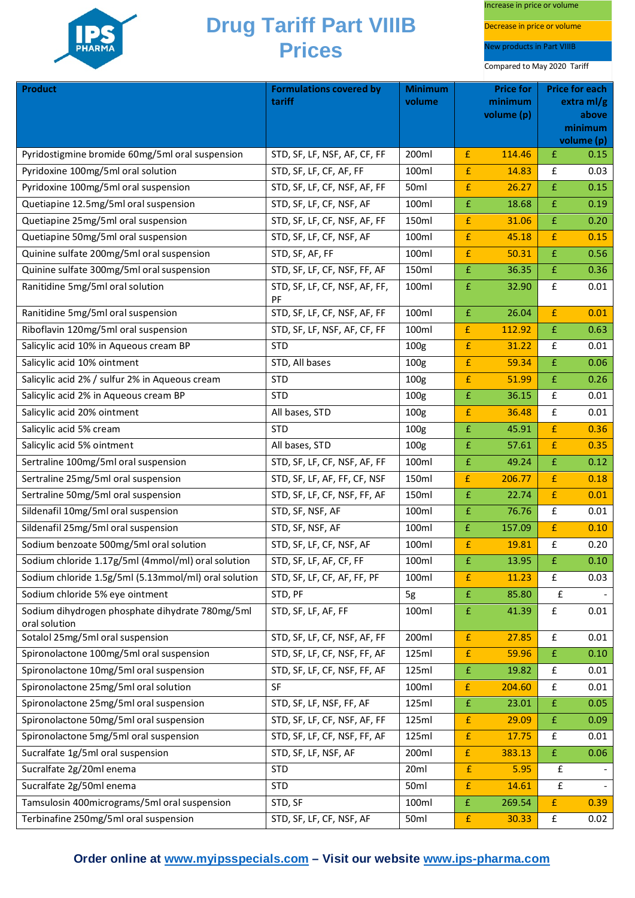# Drug Tariff Part VIIIB Prices

Increase in price or volume

Decrease in price or volume

New products in Part VIIIB

Compared to May 2020 Tariff

| Product | Formulations covered by tariff | Minimum volume | Price for minimum volume (p) | Price for each extra ml/g above minimum volume (p) |
|---|---|---|---|---|
| Pyridostigmine bromide 60mg/5ml oral suspension | STD, SF, LF, NSF, AF, CF, FF | 200ml | £ 114.46 | £ 0.15 |
| Pyridoxine 100mg/5ml oral solution | STD, SF, LF, CF, AF, FF | 100ml | £ 14.83 | £ 0.03 |
| Pyridoxine 100mg/5ml oral suspension | STD, SF, LF, CF, NSF, AF, FF | 50ml | £ 26.27 | £ 0.15 |
| Quetiapine 12.5mg/5ml oral suspension | STD, SF, LF, CF, NSF, AF | 100ml | £ 18.68 | £ 0.19 |
| Quetiapine 25mg/5ml oral suspension | STD, SF, LF, CF, NSF, AF, FF | 150ml | £ 31.06 | £ 0.20 |
| Quetiapine 50mg/5ml oral suspension | STD, SF, LF, CF, NSF, AF | 100ml | £ 45.18 | £ 0.15 |
| Quinine sulfate 200mg/5ml oral suspension | STD, SF, AF, FF | 100ml | £ 50.31 | £ 0.56 |
| Quinine sulfate 300mg/5ml oral suspension | STD, SF, LF, CF, NSF, FF, AF | 150ml | £ 36.35 | £ 0.36 |
| Ranitidine 5mg/5ml oral solution | STD, SF, LF, CF, NSF, AF, FF, PF | 100ml | £ 32.90 | £ 0.01 |
| Ranitidine 5mg/5ml oral suspension | STD, SF, LF, CF, NSF, AF, FF | 100ml | £ 26.04 | £ 0.01 |
| Riboflavin 120mg/5ml oral suspension | STD, SF, LF, NSF, AF, CF, FF | 100ml | £ 112.92 | £ 0.63 |
| Salicylic acid 10% in Aqueous cream BP | STD | 100g | £ 31.22 | £ 0.01 |
| Salicylic acid 10% ointment | STD, All bases | 100g | £ 59.34 | £ 0.06 |
| Salicylic acid 2% / sulfur 2% in Aqueous cream | STD | 100g | £ 51.99 | £ 0.26 |
| Salicylic acid 2% in Aqueous cream BP | STD | 100g | £ 36.15 | £ 0.01 |
| Salicylic acid 20% ointment | All bases, STD | 100g | £ 36.48 | £ 0.01 |
| Salicylic acid 5% cream | STD | 100g | £ 45.91 | £ 0.36 |
| Salicylic acid 5% ointment | All bases, STD | 100g | £ 57.61 | £ 0.35 |
| Sertraline 100mg/5ml oral suspension | STD, SF, LF, CF, NSF, AF, FF | 100ml | £ 49.24 | £ 0.12 |
| Sertraline 25mg/5ml oral suspension | STD, SF, LF, AF, FF, CF, NSF | 150ml | £ 206.77 | £ 0.18 |
| Sertraline 50mg/5ml oral suspension | STD, SF, LF, CF, NSF, FF, AF | 150ml | £ 22.74 | £ 0.01 |
| Sildenafil 10mg/5ml oral suspension | STD, SF, NSF, AF | 100ml | £ 76.76 | £ 0.01 |
| Sildenafil 25mg/5ml oral suspension | STD, SF, NSF, AF | 100ml | £ 157.09 | £ 0.10 |
| Sodium benzoate 500mg/5ml oral solution | STD, SF, LF, CF, NSF, AF | 100ml | £ 19.81 | £ 0.20 |
| Sodium chloride 1.17g/5ml (4mmol/ml) oral solution | STD, SF, LF, AF, CF, FF | 100ml | £ 13.95 | £ 0.10 |
| Sodium chloride 1.5g/5ml (5.13mmol/ml) oral solution | STD, SF, LF, CF, AF, FF, PF | 100ml | £ 11.23 | £ 0.03 |
| Sodium chloride 5% eye ointment | STD, PF | 5g | £ 85.80 | £ - |
| Sodium dihydrogen phosphate dihydrate 780mg/5ml oral solution | STD, SF, LF, AF, FF | 100ml | £ 41.39 | £ 0.01 |
| Sotalol 25mg/5ml oral suspension | STD, SF, LF, CF, NSF, AF, FF | 200ml | £ 27.85 | £ 0.01 |
| Spironolactone 100mg/5ml oral suspension | STD, SF, LF, CF, NSF, FF, AF | 125ml | £ 59.96 | £ 0.10 |
| Spironolactone 10mg/5ml oral suspension | STD, SF, LF, CF, NSF, FF, AF | 125ml | £ 19.82 | £ 0.01 |
| Spironolactone 25mg/5ml oral solution | SF | 100ml | £ 204.60 | £ 0.01 |
| Spironolactone 25mg/5ml oral suspension | STD, SF, LF, NSF, FF, AF | 125ml | £ 23.01 | £ 0.05 |
| Spironolactone 50mg/5ml oral suspension | STD, SF, LF, CF, NSF, AF, FF | 125ml | £ 29.09 | £ 0.09 |
| Spironolactone 5mg/5ml oral suspension | STD, SF, LF, CF, NSF, FF, AF | 125ml | £ 17.75 | £ 0.01 |
| Sucralfate 1g/5ml oral suspension | STD, SF, LF, NSF, AF | 200ml | £ 383.13 | £ 0.06 |
| Sucralfate 2g/20ml enema | STD | 20ml | £ 5.95 | £ - |
| Sucralfate 2g/50ml enema | STD | 50ml | £ 14.61 | £ - |
| Tamsulosin 400micrograms/5ml oral suspension | STD, SF | 100ml | £ 269.54 | £ 0.39 |
| Terbinafine 250mg/5ml oral suspension | STD, SF, LF, CF, NSF, AF | 50ml | £ 30.33 | £ 0.02 |

**Order online at [www.myipsspecials.com](http://www.myipsspecials.com) – Visit our website [www.ips-pharma.com](http://www.ips-pharma.com)**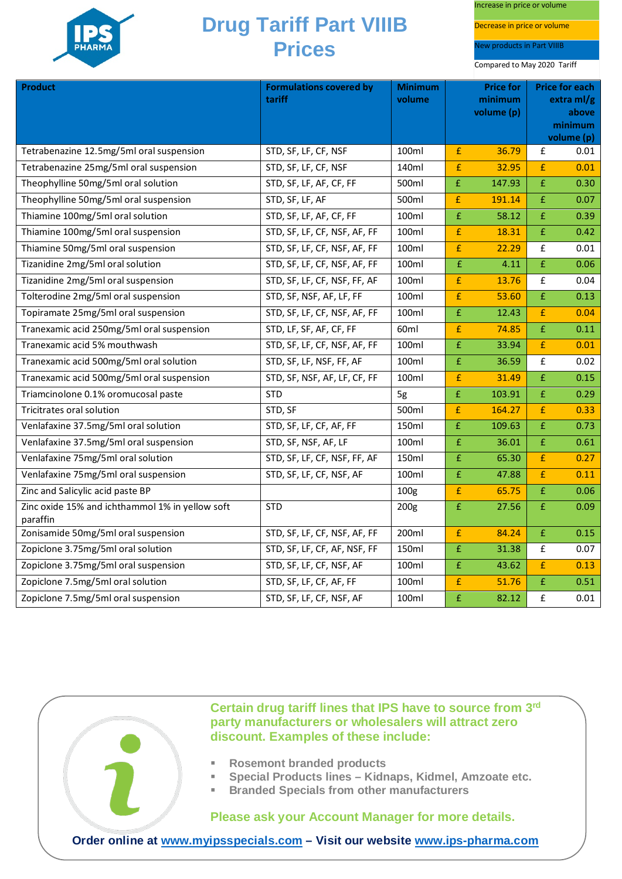# Drug Tariff Part VIIIB Prices

Increase in price or volume

Decrease in price or volume

New products in Part VIIIB

Compared to May 2020 Tariff

| Product | Formulations covered by tariff | Minimum volume | Price for minimum volume (p) | Price for each extra ml/g above minimum volume (p) |
|---|---|---|---|---|
| Tetrabenazine 12.5mg/5ml oral suspension | STD, SF, LF, CF, NSF | 100ml | £ 36.79 | £ 0.01 |
| Tetrabenazine 25mg/5ml oral suspension | STD, SF, LF, CF, NSF | 140ml | £ 32.95 | £ 0.01 |
| Theophylline 50mg/5ml oral solution | STD, SF, LF, AF, CF, FF | 500ml | £ 147.93 | £ 0.30 |
| Theophylline 50mg/5ml oral suspension | STD, SF, LF, AF | 500ml | £ 191.14 | £ 0.07 |
| Thiamine 100mg/5ml oral solution | STD, SF, LF, AF, CF, FF | 100ml | £ 58.12 | £ 0.39 |
| Thiamine 100mg/5ml oral suspension | STD, SF, LF, CF, NSF, AF, FF | 100ml | £ 18.31 | £ 0.42 |
| Thiamine 50mg/5ml oral suspension | STD, SF, LF, CF, NSF, AF, FF | 100ml | £ 22.29 | £ 0.01 |
| Tizanidine 2mg/5ml oral solution | STD, SF, LF, CF, NSF, AF, FF | 100ml | £ 4.11 | £ 0.06 |
| Tizanidine 2mg/5ml oral suspension | STD, SF, LF, CF, NSF, FF, AF | 100ml | £ 13.76 | £ 0.04 |
| Tolterodine 2mg/5ml oral suspension | STD, SF, NSF, AF, LF, FF | 100ml | £ 53.60 | £ 0.13 |
| Topiramate 25mg/5ml oral suspension | STD, SF, LF, CF, NSF, AF, FF | 100ml | £ 12.43 | £ 0.04 |
| Tranexamic acid 250mg/5ml oral suspension | STD, LF, SF, AF, CF, FF | 60ml | £ 74.85 | £ 0.11 |
| Tranexamic acid 5% mouthwash | STD, SF, LF, CF, NSF, AF, FF | 100ml | £ 33.94 | £ 0.01 |
| Tranexamic acid 500mg/5ml oral solution | STD, SF, LF, NSF, FF, AF | 100ml | £ 36.59 | £ 0.02 |
| Tranexamic acid 500mg/5ml oral suspension | STD, SF, NSF, AF, LF, CF, FF | 100ml | £ 31.49 | £ 0.15 |
| Triamcinolone 0.1% oromucosal paste | STD | 5g | £ 103.91 | £ 0.29 |
| Tricitrates oral solution | STD, SF | 500ml | £ 164.27 | £ 0.33 |
| Venlafaxine 37.5mg/5ml oral solution | STD, SF, LF, CF, AF, FF | 150ml | £ 109.63 | £ 0.73 |
| Venlafaxine 37.5mg/5ml oral suspension | STD, SF, NSF, AF, LF | 100ml | £ 36.01 | £ 0.61 |
| Venlafaxine 75mg/5ml oral solution | STD, SF, LF, CF, NSF, FF, AF | 150ml | £ 65.30 | £ 0.27 |
| Venlafaxine 75mg/5ml oral suspension | STD, SF, LF, CF, NSF, AF | 100ml | £ 47.88 | £ 0.11 |
| Zinc and Salicylic acid paste BP | | 100g | £ 65.75 | £ 0.06 |
| Zinc oxide 15% and ichthammol 1% in yellow soft paraffin | STD | 200g | £ 27.56 | £ 0.09 |
| Zonisamide 50mg/5ml oral suspension | STD, SF, LF, CF, NSF, AF, FF | 200ml | £ 84.24 | £ 0.15 |
| Zopiclone 3.75mg/5ml oral solution | STD, SF, LF, CF, AF, NSF, FF | 150ml | £ 31.38 | £ 0.07 |
| Zopiclone 3.75mg/5ml oral suspension | STD, SF, LF, CF, NSF, AF | 100ml | £ 43.62 | £ 0.13 |
| Zopiclone 7.5mg/5ml oral solution | STD, SF, LF, CF, AF, FF | 100ml | £ 51.76 | £ 0.51 |
| Zopiclone 7.5mg/5ml oral suspension | STD, SF, LF, CF, NSF, AF | 100ml | £ 82.12 | £ 0.01 |

**Certain drug tariff lines that IPS have to source from 3rd party manufacturers or wholesalers will attract zero discount. Examples of these include:**

- **Rosemont branded products**
- **Special Products lines – Kidnaps, Kidmel, Amzoate etc.**
- **Branded Specials from other manufacturers**

**Please ask your Account Manager for more details.**

**Order online at www.myipsspecials.com – Visit our website www.ips-pharma.com**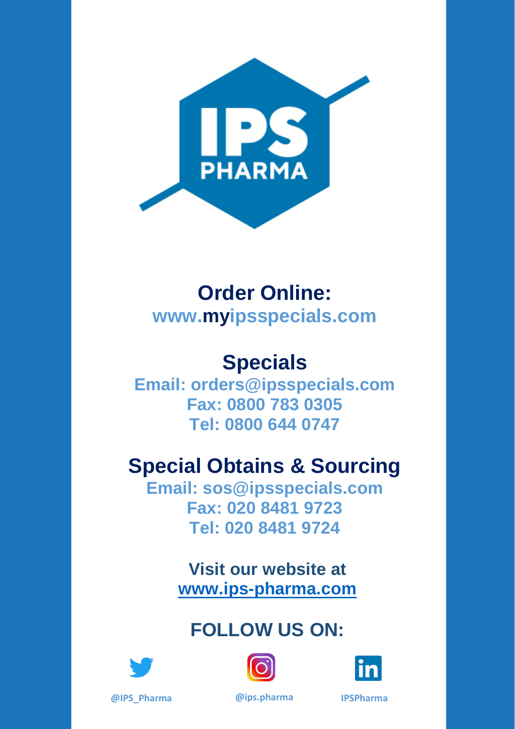IPS PHARMA

## Order Online:

www.myipsspecials.com

## Specials

Email: orders@ipsspecials.com
Fax: 0800 783 0305
Tel: 0800 644 0747

## Special Obtains & Sourcing

Email: sos@ipsspecials.com
Fax: 020 8481 9723
Tel: 020 8481 9724

**Visit our website at**
**www.ips-pharma.com**

## FOLLOW US ON:

@IPS_Pharma

@ips.pharma

IPSPharma